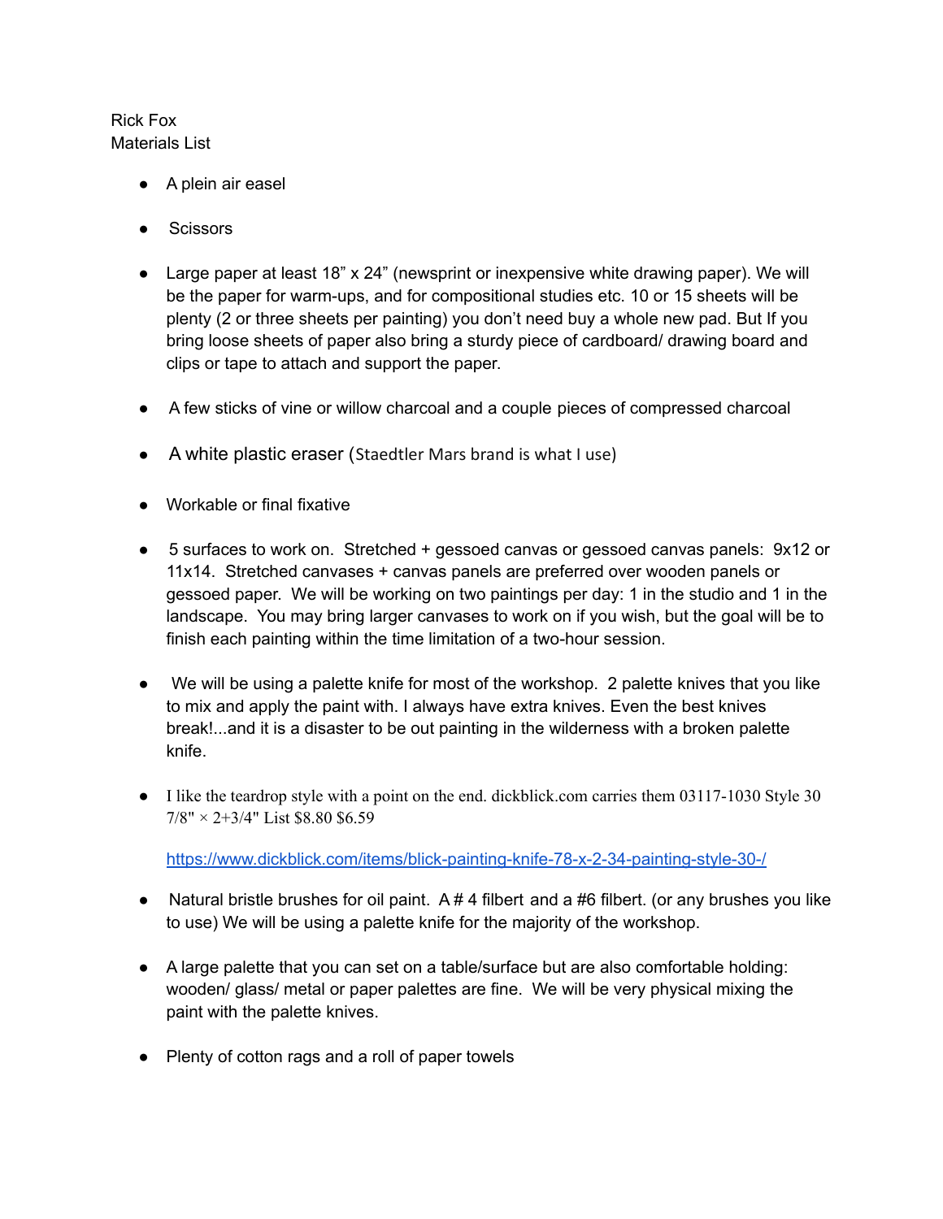Rick Fox
Materials List

- A plein air easel
- Scissors
- Large paper at least 18" x 24" (newsprint or inexpensive white drawing paper). We will be the paper for warm-ups, and for compositional studies etc. 10 or 15 sheets will be plenty (2 or three sheets per painting) you don't need buy a whole new pad. But If you bring loose sheets of paper also bring a sturdy piece of cardboard/ drawing board and clips or tape to attach and support the paper.
- A few sticks of vine or willow charcoal and a couple pieces of compressed charcoal
- A white plastic eraser (Staedtler Mars brand is what I use)
- Workable or final fixative
- 5 surfaces to work on. Stretched + gessoed canvas or gessoed canvas panels: 9x12 or 11x14. Stretched canvases + canvas panels are preferred over wooden panels or gessoed paper. We will be working on two paintings per day: 1 in the studio and 1 in the landscape. You may bring larger canvases to work on if you wish, but the goal will be to finish each painting within the time limitation of a two-hour session.
- We will be using a palette knife for most of the workshop. 2 palette knives that you like to mix and apply the paint with. I always have extra knives. Even the best knives break!...and it is a disaster to be out painting in the wilderness with a broken palette knife.
- I like the teardrop style with a point on the end. dickblick.com carries them 03117-1030 Style 30 7/8" × 2+3/4" List $8.80 $6.59

  https://www.dickblick.com/items/blick-painting-knife-78-x-2-34-painting-style-30-/
- Natural bristle brushes for oil paint. A # 4 filbert and a #6 filbert. (or any brushes you like to use) We will be using a palette knife for the majority of the workshop.
- A large palette that you can set on a table/surface but are also comfortable holding: wooden/ glass/ metal or paper palettes are fine. We will be very physical mixing the paint with the palette knives.
- Plenty of cotton rags and a roll of paper towels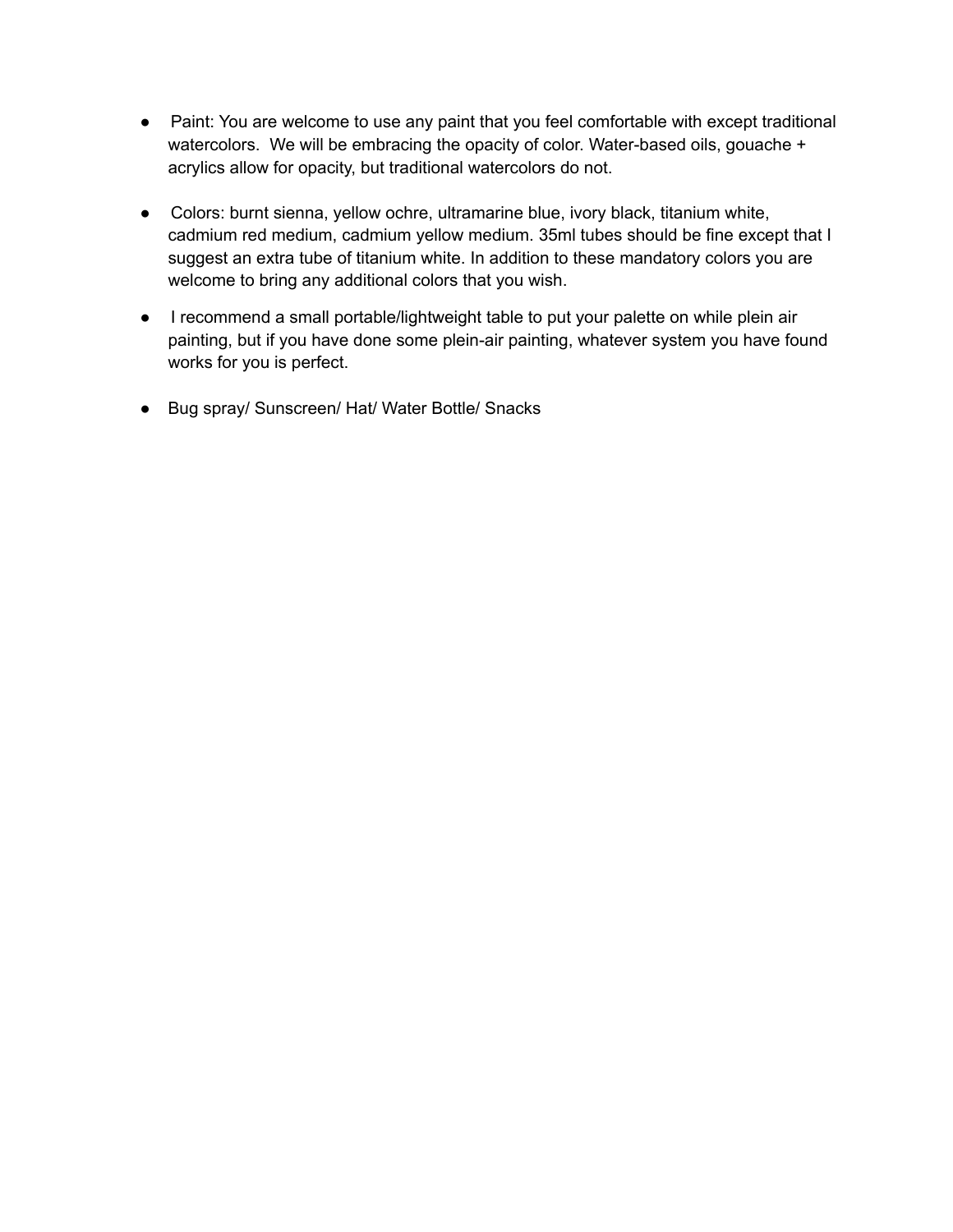- Paint: You are welcome to use any paint that you feel comfortable with except traditional watercolors.  We will be embracing the opacity of color. Water-based oils, gouache + acrylics allow for opacity, but traditional watercolors do not.
- Colors: burnt sienna, yellow ochre, ultramarine blue, ivory black, titanium white, cadmium red medium, cadmium yellow medium. 35ml tubes should be fine except that I suggest an extra tube of titanium white. In addition to these mandatory colors you are welcome to bring any additional colors that you wish.
- I recommend a small portable/lightweight table to put your palette on while plein air painting, but if you have done some plein-air painting, whatever system you have found works for you is perfect.
- Bug spray/ Sunscreen/ Hat/ Water Bottle/ Snacks